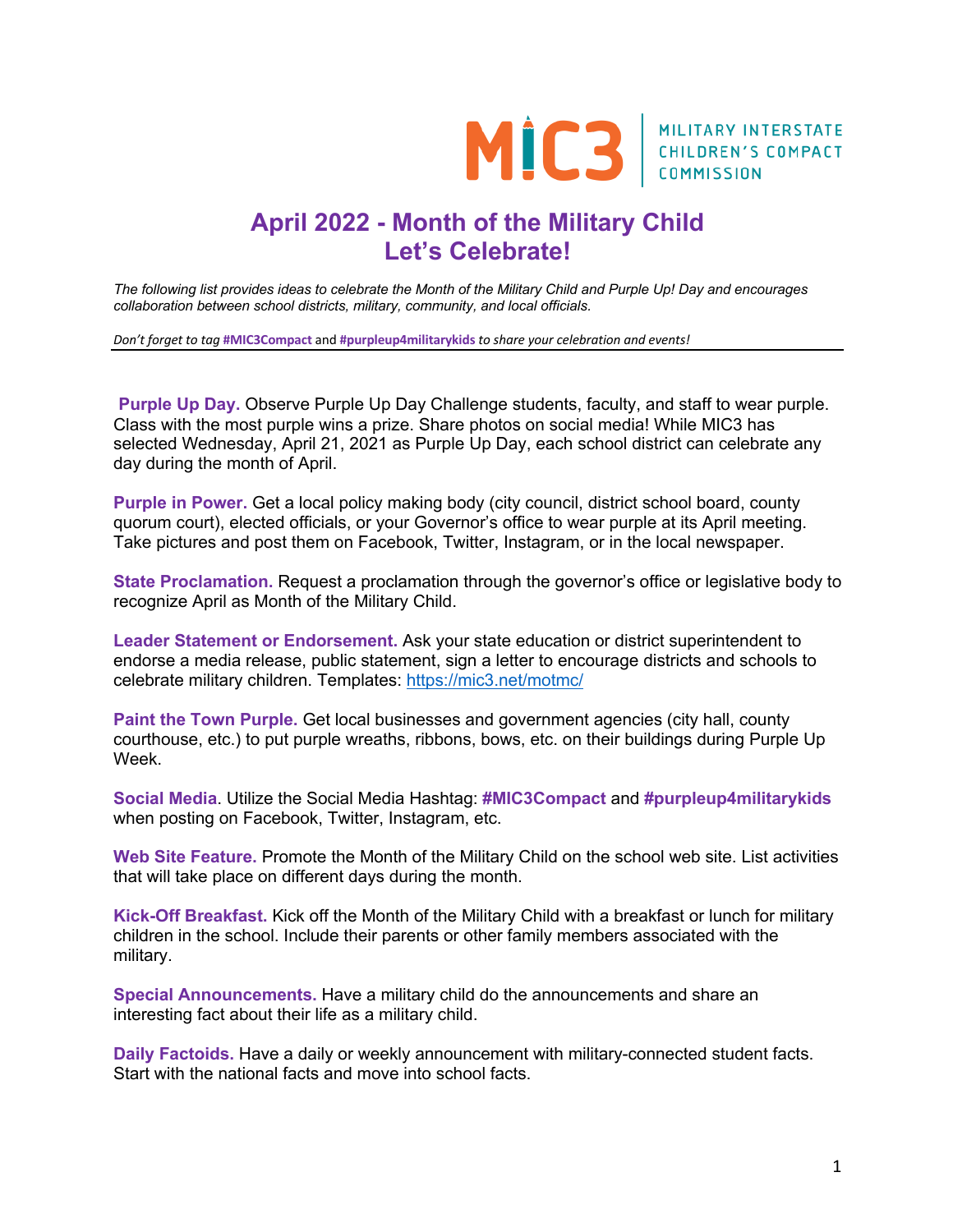MIC3 | MILITARY INTERSTATE CHILDREN'S COMPACT COMMISSION

# April 2022 - Month of the Military Child
# Let's Celebrate!

*The following list provides ideas to celebrate the Month of the Military Child and Purple Up! Day and encourages collaboration between school districts, military, community, and local officials.*

*Don't forget to tag* **#MIC3Compact** and **#purpleup4militarykids** *to share your celebration and events!*

---

**Purple Up Day.** Observe Purple Up Day Challenge students, faculty, and staff to wear purple. Class with the most purple wins a prize. Share photos on social media! While MIC3 has selected Wednesday, April 21, 2021 as Purple Up Day, each school district can celebrate any day during the month of April.

**Purple in Power.** Get a local policy making body (city council, district school board, county quorum court), elected officials, or your Governor's office to wear purple at its April meeting. Take pictures and post them on Facebook, Twitter, Instagram, or in the local newspaper.

**State Proclamation.** Request a proclamation through the governor's office or legislative body to recognize April as Month of the Military Child.

**Leader Statement or Endorsement.** Ask your state education or district superintendent to endorse a media release, public statement, sign a letter to encourage districts and schools to celebrate military children. Templates: https://mic3.net/motmc/

**Paint the Town Purple.** Get local businesses and government agencies (city hall, county courthouse, etc.) to put purple wreaths, ribbons, bows, etc. on their buildings during Purple Up Week.

**Social Media**. Utilize the Social Media Hashtag: **#MIC3Compact** and **#purpleup4militarykids** when posting on Facebook, Twitter, Instagram, etc.

**Web Site Feature.** Promote the Month of the Military Child on the school web site. List activities that will take place on different days during the month.

**Kick-Off Breakfast.** Kick off the Month of the Military Child with a breakfast or lunch for military children in the school. Include their parents or other family members associated with the military.

**Special Announcements.** Have a military child do the announcements and share an interesting fact about their life as a military child.

**Daily Factoids.** Have a daily or weekly announcement with military-connected student facts. Start with the national facts and move into school facts.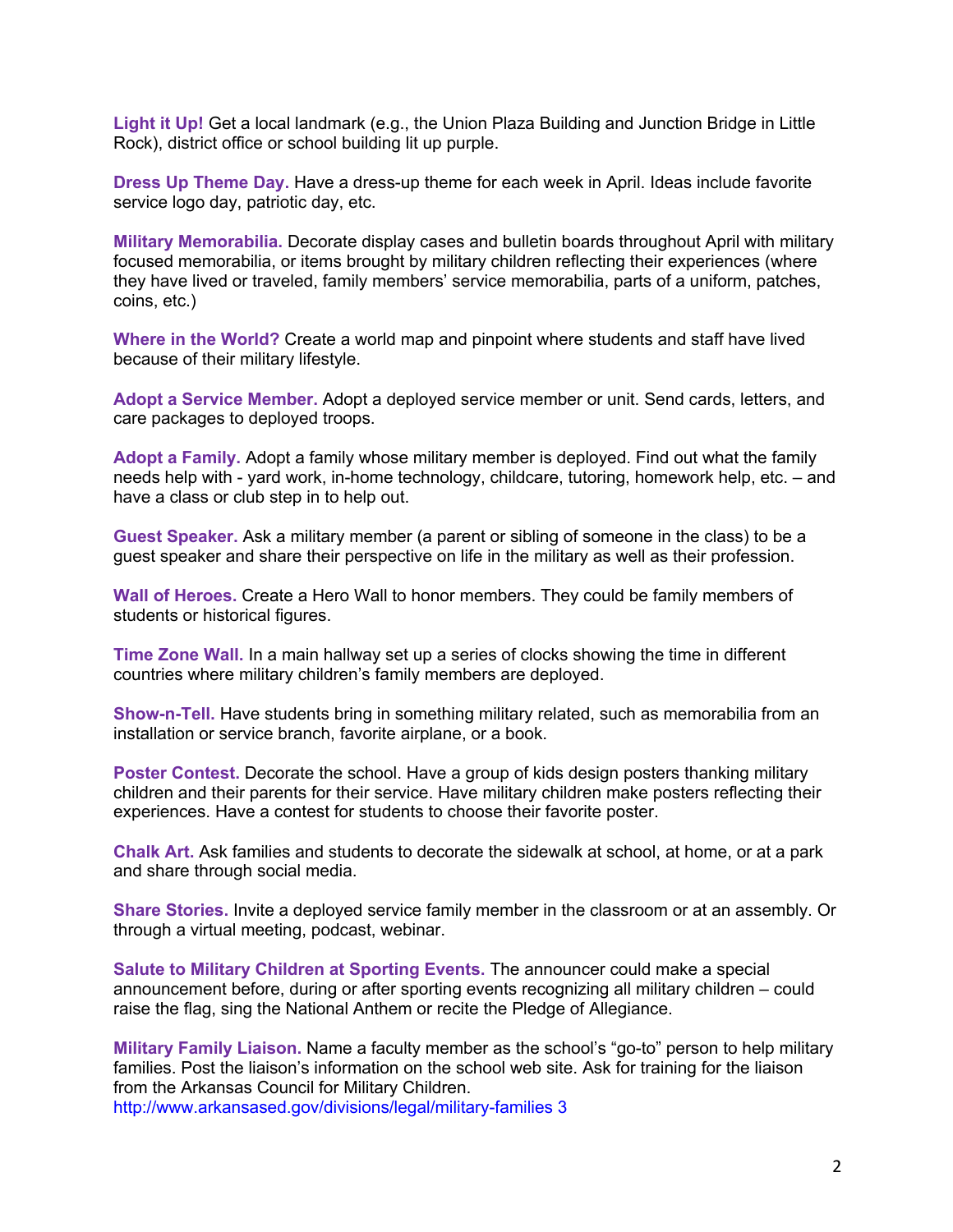**Light it Up!** Get a local landmark (e.g., the Union Plaza Building and Junction Bridge in Little Rock), district office or school building lit up purple.

**Dress Up Theme Day.** Have a dress-up theme for each week in April. Ideas include favorite service logo day, patriotic day, etc.

**Military Memorabilia.** Decorate display cases and bulletin boards throughout April with military focused memorabilia, or items brought by military children reflecting their experiences (where they have lived or traveled, family members' service memorabilia, parts of a uniform, patches, coins, etc.)

**Where in the World?** Create a world map and pinpoint where students and staff have lived because of their military lifestyle.

**Adopt a Service Member.** Adopt a deployed service member or unit. Send cards, letters, and care packages to deployed troops.

**Adopt a Family.** Adopt a family whose military member is deployed. Find out what the family needs help with - yard work, in-home technology, childcare, tutoring, homework help, etc. – and have a class or club step in to help out.

**Guest Speaker.** Ask a military member (a parent or sibling of someone in the class) to be a guest speaker and share their perspective on life in the military as well as their profession.

**Wall of Heroes.** Create a Hero Wall to honor members. They could be family members of students or historical figures.

**Time Zone Wall.** In a main hallway set up a series of clocks showing the time in different countries where military children's family members are deployed.

**Show-n-Tell.** Have students bring in something military related, such as memorabilia from an installation or service branch, favorite airplane, or a book.

**Poster Contest.** Decorate the school. Have a group of kids design posters thanking military children and their parents for their service. Have military children make posters reflecting their experiences. Have a contest for students to choose their favorite poster.

**Chalk Art.** Ask families and students to decorate the sidewalk at school, at home, or at a park and share through social media.

**Share Stories.** Invite a deployed service family member in the classroom or at an assembly. Or through a virtual meeting, podcast, webinar.

**Salute to Military Children at Sporting Events.** The announcer could make a special announcement before, during or after sporting events recognizing all military children – could raise the flag, sing the National Anthem or recite the Pledge of Allegiance.

**Military Family Liaison.** Name a faculty member as the school's "go-to" person to help military families. Post the liaison's information on the school web site. Ask for training for the liaison from the Arkansas Council for Military Children.
http://www.arkansased.gov/divisions/legal/military-families 3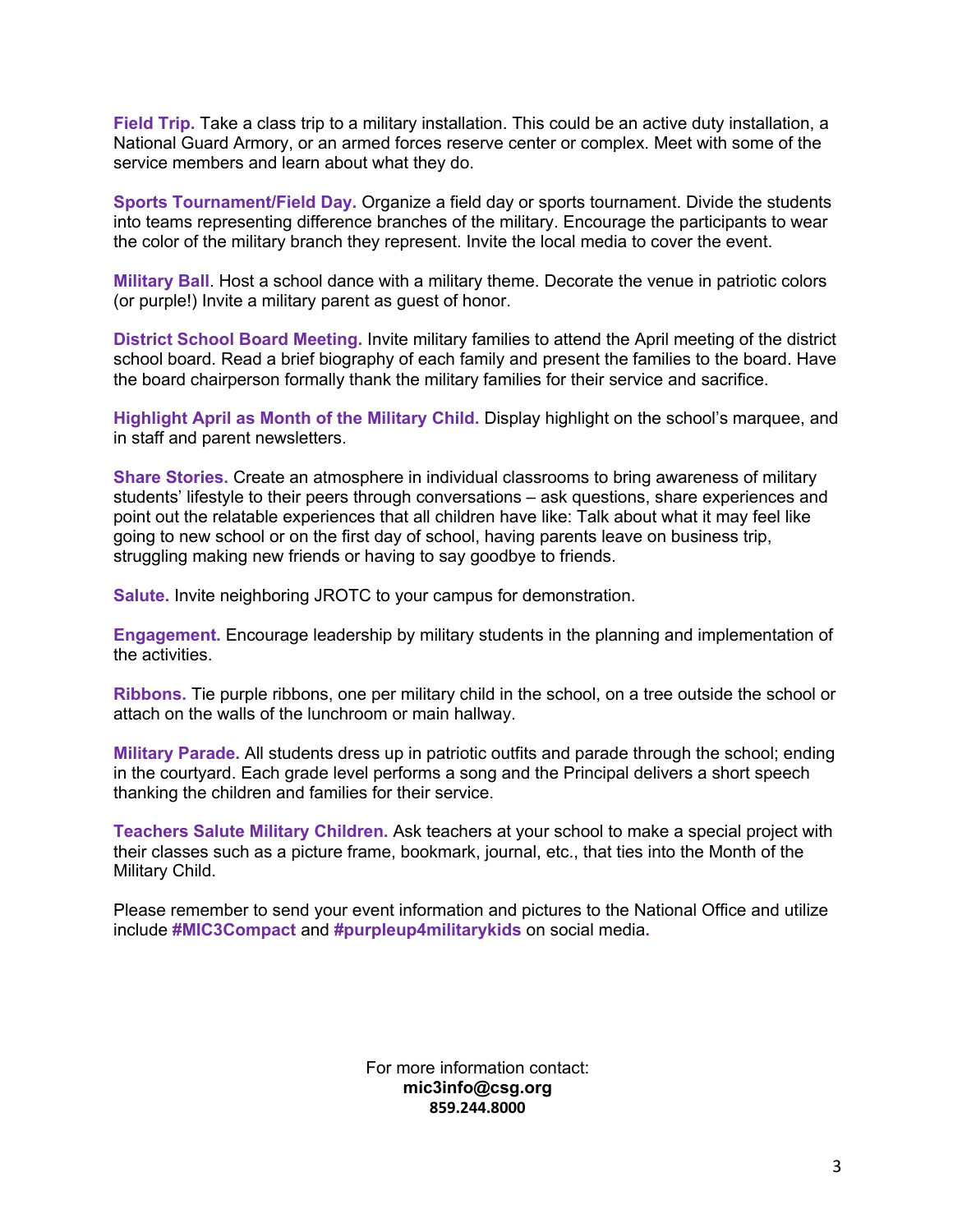**Field Trip.** Take a class trip to a military installation. This could be an active duty installation, a National Guard Armory, or an armed forces reserve center or complex. Meet with some of the service members and learn about what they do.

**Sports Tournament/Field Day.** Organize a field day or sports tournament. Divide the students into teams representing difference branches of the military. Encourage the participants to wear the color of the military branch they represent. Invite the local media to cover the event.

**Military Ball**. Host a school dance with a military theme. Decorate the venue in patriotic colors (or purple!) Invite a military parent as guest of honor.

**District School Board Meeting.** Invite military families to attend the April meeting of the district school board. Read a brief biography of each family and present the families to the board. Have the board chairperson formally thank the military families for their service and sacrifice.

**Highlight April as Month of the Military Child.** Display highlight on the school's marquee, and in staff and parent newsletters.

**Share Stories.** Create an atmosphere in individual classrooms to bring awareness of military students' lifestyle to their peers through conversations – ask questions, share experiences and point out the relatable experiences that all children have like: Talk about what it may feel like going to new school or on the first day of school, having parents leave on business trip, struggling making new friends or having to say goodbye to friends.

**Salute.** Invite neighboring JROTC to your campus for demonstration.

**Engagement.** Encourage leadership by military students in the planning and implementation of the activities.

**Ribbons.** Tie purple ribbons, one per military child in the school, on a tree outside the school or attach on the walls of the lunchroom or main hallway.

**Military Parade.** All students dress up in patriotic outfits and parade through the school; ending in the courtyard. Each grade level performs a song and the Principal delivers a short speech thanking the children and families for their service.

**Teachers Salute Military Children.** Ask teachers at your school to make a special project with their classes such as a picture frame, bookmark, journal, etc., that ties into the Month of the Military Child.

Please remember to send your event information and pictures to the National Office and utilize include **#MIC3Compact** and **#purpleup4militarykids** on social media.

For more information contact:
**mic3info@csg.org**
**859.244.8000**